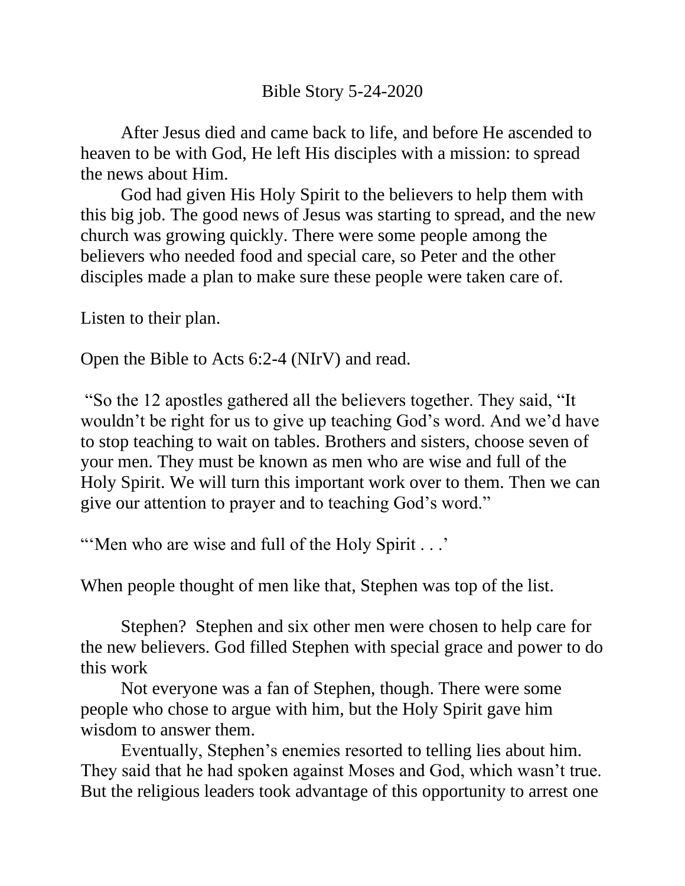Bible Story 5-24-2020

After Jesus died and came back to life, and before He ascended to heaven to be with God, He left His disciples with a mission: to spread the news about Him.

God had given His Holy Spirit to the believers to help them with this big job. The good news of Jesus was starting to spread, and the new church was growing quickly. There were some people among the believers who needed food and special care, so Peter and the other disciples made a plan to make sure these people were taken care of.

Listen to their plan.

Open the Bible to Acts 6:2-4 (NIrV) and read.

"So the 12 apostles gathered all the believers together. They said, "It wouldn't be right for us to give up teaching God's word. And we'd have to stop teaching to wait on tables. Brothers and sisters, choose seven of your men. They must be known as men who are wise and full of the Holy Spirit. We will turn this important work over to them. Then we can give our attention to prayer and to teaching God's word."

"'Men who are wise and full of the Holy Spirit . . .'

When people thought of men like that, Stephen was top of the list.

Stephen? Stephen and six other men were chosen to help care for the new believers. God filled Stephen with special grace and power to do this work

Not everyone was a fan of Stephen, though. There were some people who chose to argue with him, but the Holy Spirit gave him wisdom to answer them.

Eventually, Stephen's enemies resorted to telling lies about him. They said that he had spoken against Moses and God, which wasn't true. But the religious leaders took advantage of this opportunity to arrest one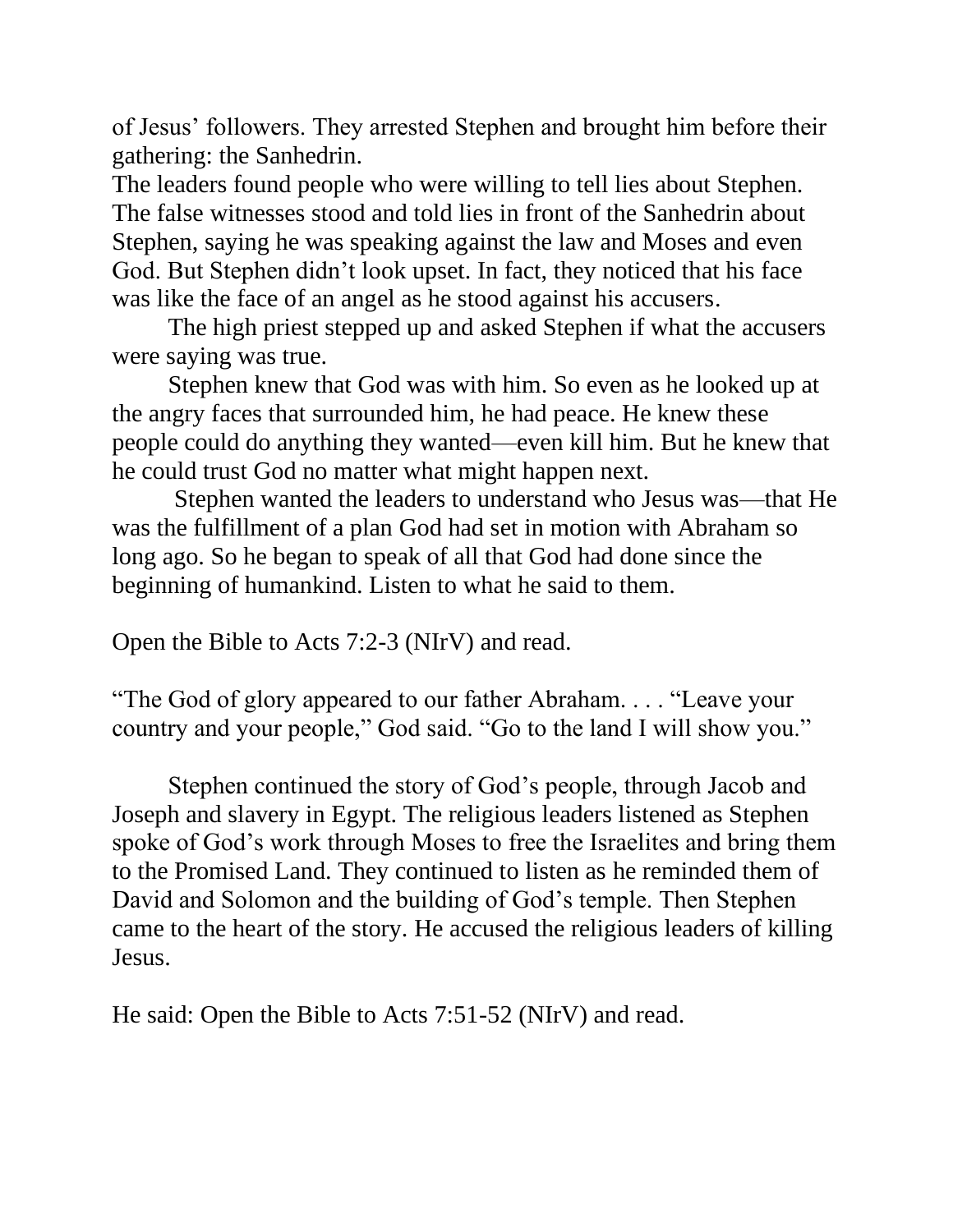of Jesus' followers. They arrested Stephen and brought him before their gathering: the Sanhedrin.

The leaders found people who were willing to tell lies about Stephen. The false witnesses stood and told lies in front of the Sanhedrin about Stephen, saying he was speaking against the law and Moses and even God. But Stephen didn't look upset. In fact, they noticed that his face was like the face of an angel as he stood against his accusers.

The high priest stepped up and asked Stephen if what the accusers were saying was true.

Stephen knew that God was with him. So even as he looked up at the angry faces that surrounded him, he had peace. He knew these people could do anything they wanted—even kill him. But he knew that he could trust God no matter what might happen next.

Stephen wanted the leaders to understand who Jesus was—that He was the fulfillment of a plan God had set in motion with Abraham so long ago. So he began to speak of all that God had done since the beginning of humankind. Listen to what he said to them.

Open the Bible to Acts 7:2-3 (NIrV) and read.

"The God of glory appeared to our father Abraham. . . . "Leave your country and your people," God said. "Go to the land I will show you."

Stephen continued the story of God's people, through Jacob and Joseph and slavery in Egypt. The religious leaders listened as Stephen spoke of God's work through Moses to free the Israelites and bring them to the Promised Land. They continued to listen as he reminded them of David and Solomon and the building of God's temple. Then Stephen came to the heart of the story. He accused the religious leaders of killing Jesus.

He said: Open the Bible to Acts 7:51-52 (NIrV) and read.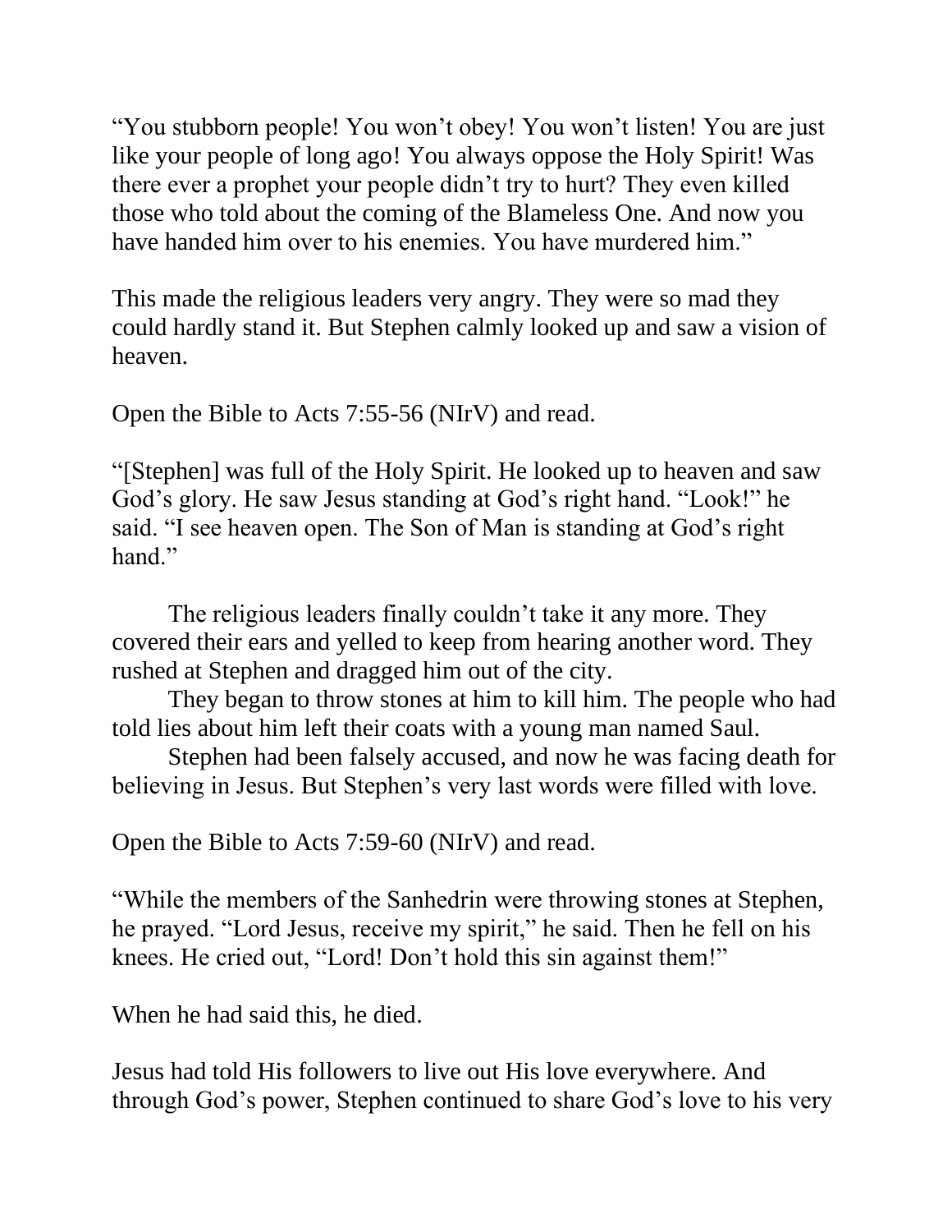"You stubborn people! You won't obey! You won't listen! You are just like your people of long ago! You always oppose the Holy Spirit! Was there ever a prophet your people didn't try to hurt? They even killed those who told about the coming of the Blameless One. And now you have handed him over to his enemies. You have murdered him."

This made the religious leaders very angry. They were so mad they could hardly stand it. But Stephen calmly looked up and saw a vision of heaven.

Open the Bible to Acts 7:55-56 (NIrV) and read.

"[Stephen] was full of the Holy Spirit. He looked up to heaven and saw God's glory. He saw Jesus standing at God's right hand. "Look!" he said. "I see heaven open. The Son of Man is standing at God's right hand."

The religious leaders finally couldn't take it any more. They covered their ears and yelled to keep from hearing another word. They rushed at Stephen and dragged him out of the city.

They began to throw stones at him to kill him. The people who had told lies about him left their coats with a young man named Saul.

Stephen had been falsely accused, and now he was facing death for believing in Jesus. But Stephen's very last words were filled with love.

Open the Bible to Acts 7:59-60 (NIrV) and read.

"While the members of the Sanhedrin were throwing stones at Stephen, he prayed. "Lord Jesus, receive my spirit," he said. Then he fell on his knees. He cried out, "Lord! Don't hold this sin against them!"

When he had said this, he died.

Jesus had told His followers to live out His love everywhere. And through God's power, Stephen continued to share God's love to his very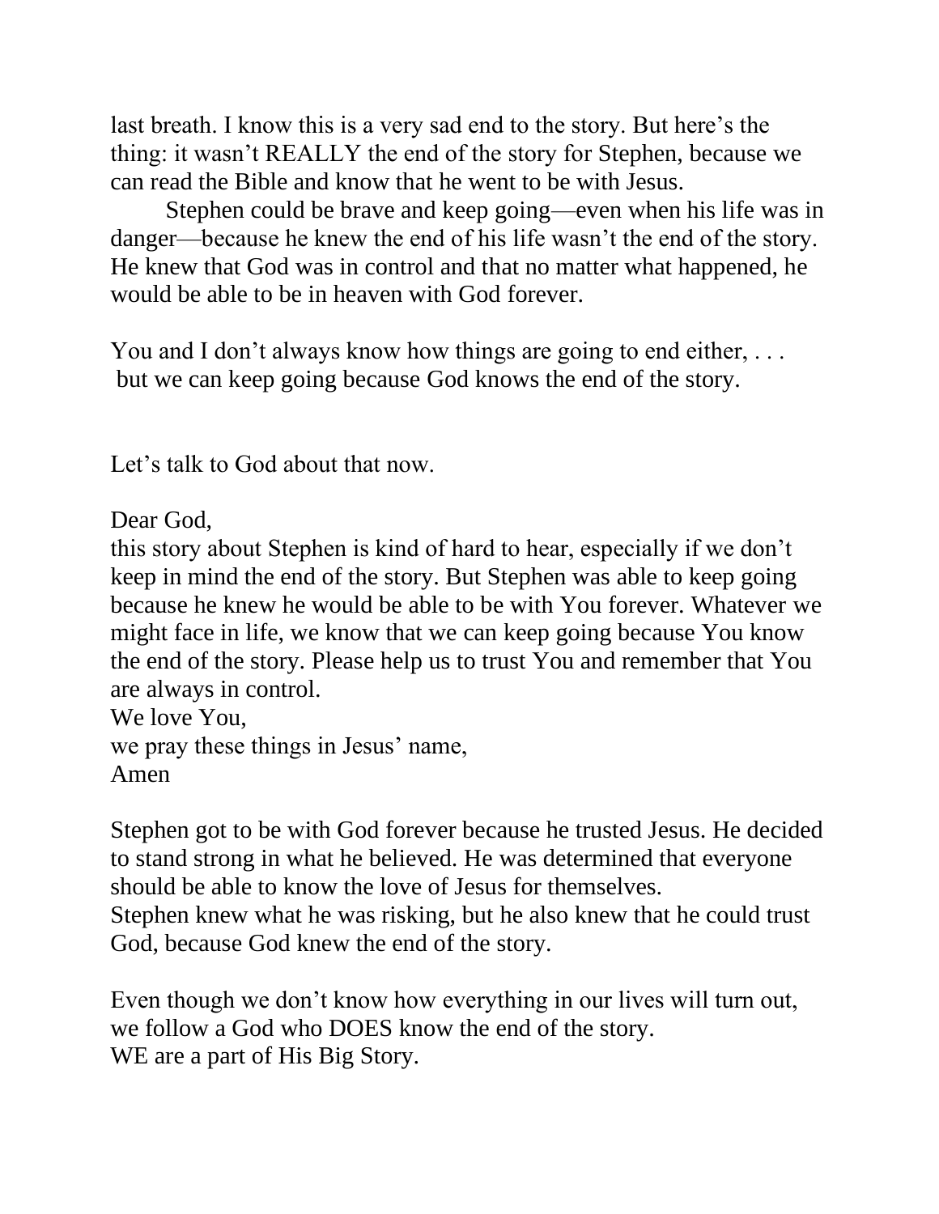last breath. I know this is a very sad end to the story. But here's the thing: it wasn't REALLY the end of the story for Stephen, because we can read the Bible and know that he went to be with Jesus.

Stephen could be brave and keep going—even when his life was in danger—because he knew the end of his life wasn't the end of the story. He knew that God was in control and that no matter what happened, he would be able to be in heaven with God forever.

You and I don't always know how things are going to end either, . . .
but we can keep going because God knows the end of the story.

Let's talk to God about that now.

Dear God,
this story about Stephen is kind of hard to hear, especially if we don't keep in mind the end of the story. But Stephen was able to keep going because he knew he would be able to be with You forever. Whatever we might face in life, we know that we can keep going because You know the end of the story. Please help us to trust You and remember that You are always in control.
We love You,
we pray these things in Jesus' name,
Amen

Stephen got to be with God forever because he trusted Jesus. He decided to stand strong in what he believed. He was determined that everyone should be able to know the love of Jesus for themselves.
Stephen knew what he was risking, but he also knew that he could trust God, because God knew the end of the story.

Even though we don't know how everything in our lives will turn out, we follow a God who DOES know the end of the story.
WE are a part of His Big Story.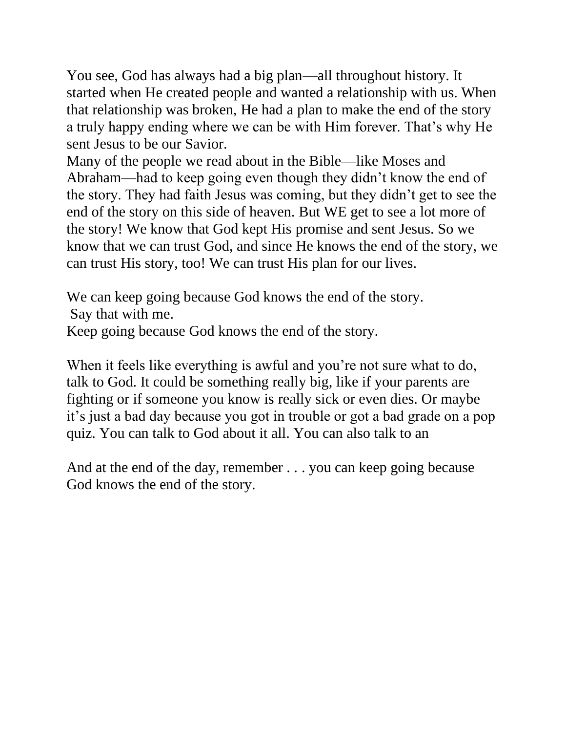You see, God has always had a big plan—all throughout history. It started when He created people and wanted a relationship with us. When that relationship was broken, He had a plan to make the end of the story a truly happy ending where we can be with Him forever. That's why He sent Jesus to be our Savior.

Many of the people we read about in the Bible—like Moses and Abraham—had to keep going even though they didn't know the end of the story. They had faith Jesus was coming, but they didn't get to see the end of the story on this side of heaven. But WE get to see a lot more of the story! We know that God kept His promise and sent Jesus. So we know that we can trust God, and since He knows the end of the story, we can trust His story, too! We can trust His plan for our lives.

We can keep going because God knows the end of the story.
Say that with me.
Keep going because God knows the end of the story.

When it feels like everything is awful and you're not sure what to do, talk to God. It could be something really big, like if your parents are fighting or if someone you know is really sick or even dies. Or maybe it's just a bad day because you got in trouble or got a bad grade on a pop quiz. You can talk to God about it all. You can also talk to an

And at the end of the day, remember . . . you can keep going because God knows the end of the story.